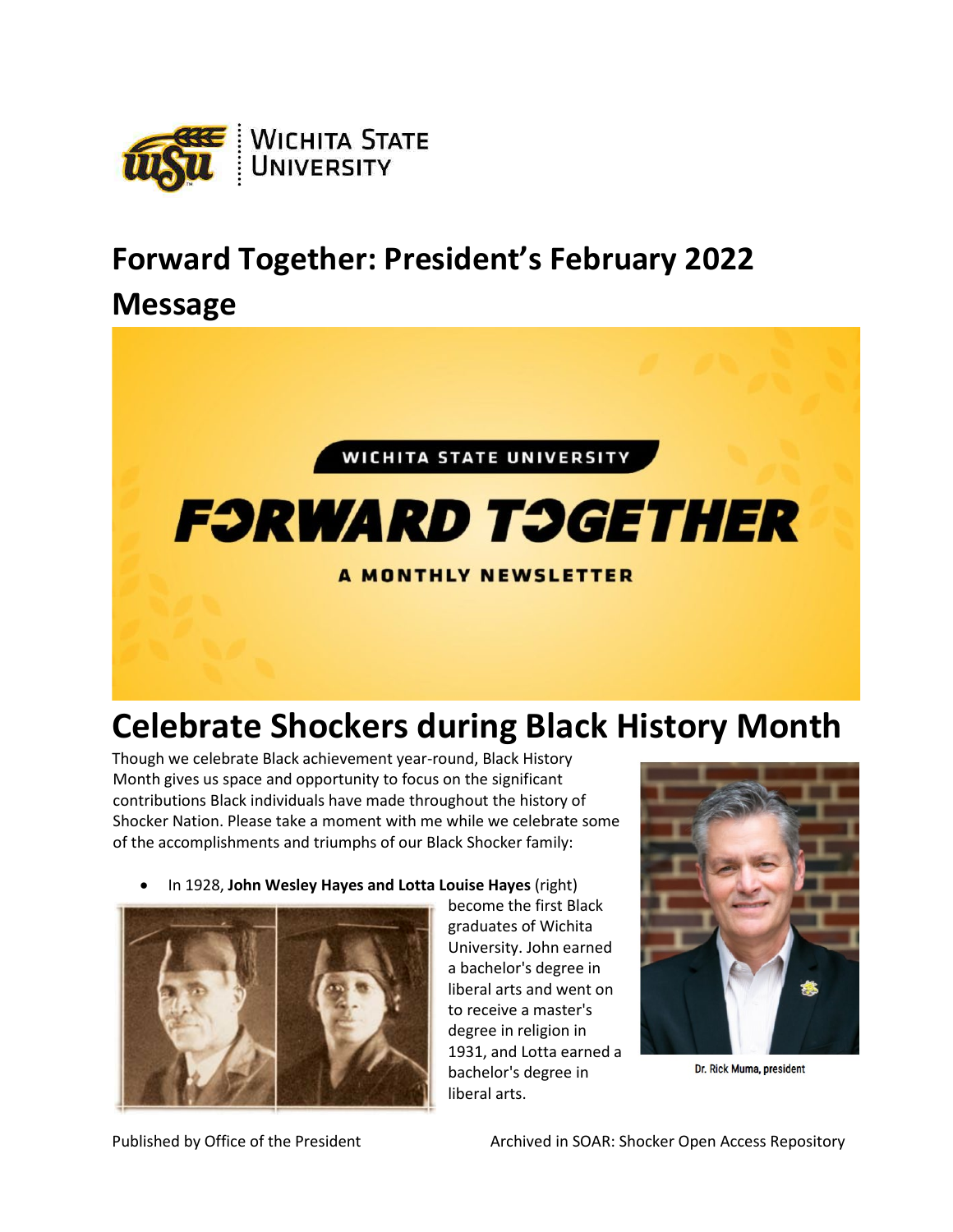# Forward Together: President's February 2022 Message

WICHITA STATE UNIVERSITY

FORWARD TOGETHER

A MONTHLY NEWSLETTER

## Celebrate Shockers during Black History Month

Though we celebrate Black achievement year-round, Black History Month gives us space and opportunity to focus on the significant contributions Black individuals have made throughout the history of Shocker Nation. Please take a moment with me while we celebrate some of the accomplishments and triumphs of our Black Shocker family:

Dr. Rick Muma, president

- In 1928, **John Wesley Hayes and Lotta Louise Hayes** (right) become the first Black graduates of Wichita University. John earned a bachelor's degree in liberal arts and went on to receive a master's degree in religion in 1931, and Lotta earned a bachelor's degree in liberal arts.

Published by Office of the President

Archived in SOAR: Shocker Open Access Repository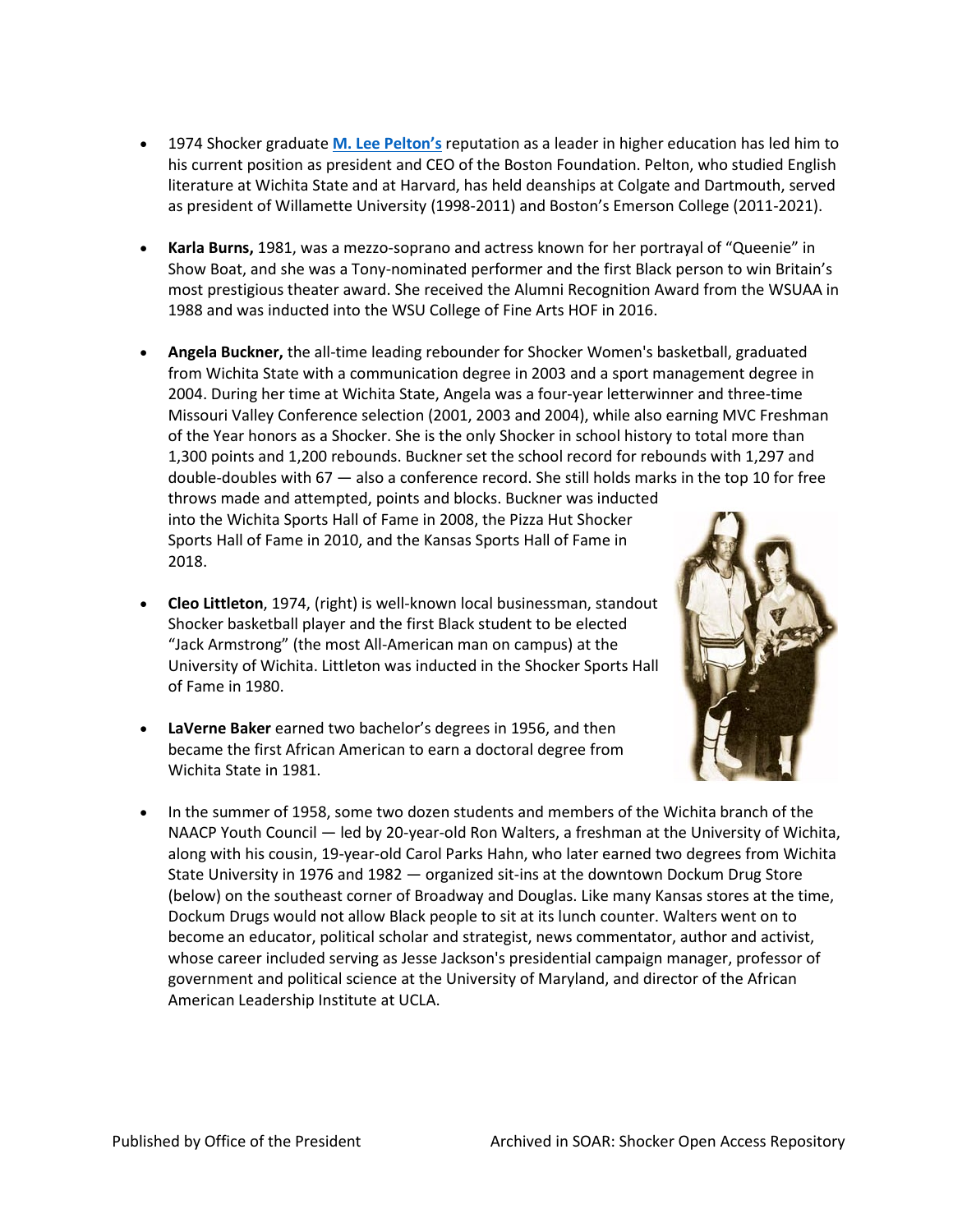- 1974 Shocker graduate **M. Lee Pelton's** reputation as a leader in higher education has led him to his current position as president and CEO of the Boston Foundation. Pelton, who studied English literature at Wichita State and at Harvard, has held deanships at Colgate and Dartmouth, served as president of Willamette University (1998-2011) and Boston's Emerson College (2011-2021).

- **Karla Burns,** 1981, was a mezzo-soprano and actress known for her portrayal of "Queenie" in Show Boat, and she was a Tony-nominated performer and the first Black person to win Britain's most prestigious theater award. She received the Alumni Recognition Award from the WSUAA in 1988 and was inducted into the WSU College of Fine Arts HOF in 2016.

- **Angela Buckner,** the all-time leading rebounder for Shocker Women's basketball, graduated from Wichita State with a communication degree in 2003 and a sport management degree in 2004. During her time at Wichita State, Angela was a four-year letterwinner and three-time Missouri Valley Conference selection (2001, 2003 and 2004), while also earning MVC Freshman of the Year honors as a Shocker. She is the only Shocker in school history to total more than 1,300 points and 1,200 rebounds. Buckner set the school record for rebounds with 1,297 and double-doubles with 67 — also a conference record. She still holds marks in the top 10 for free throws made and attempted, points and blocks. Buckner was inducted into the Wichita Sports Hall of Fame in 2008, the Pizza Hut Shocker Sports Hall of Fame in 2010, and the Kansas Sports Hall of Fame in 2018.

- **Cleo Littleton**, 1974, (right) is well-known local businessman, standout Shocker basketball player and the first Black student to be elected "Jack Armstrong" (the most All-American man on campus) at the University of Wichita. Littleton was inducted in the Shocker Sports Hall of Fame in 1980.

- **LaVerne Baker** earned two bachelor's degrees in 1956, and then became the first African American to earn a doctoral degree from Wichita State in 1981.

- In the summer of 1958, some two dozen students and members of the Wichita branch of the NAACP Youth Council — led by 20-year-old Ron Walters, a freshman at the University of Wichita, along with his cousin, 19-year-old Carol Parks Hahn, who later earned two degrees from Wichita State University in 1976 and 1982 — organized sit-ins at the downtown Dockum Drug Store (below) on the southeast corner of Broadway and Douglas. Like many Kansas stores at the time, Dockum Drugs would not allow Black people to sit at its lunch counter. Walters went on to become an educator, political scholar and strategist, news commentator, author and activist, whose career included serving as Jesse Jackson's presidential campaign manager, professor of government and political science at the University of Maryland, and director of the African American Leadership Institute at UCLA.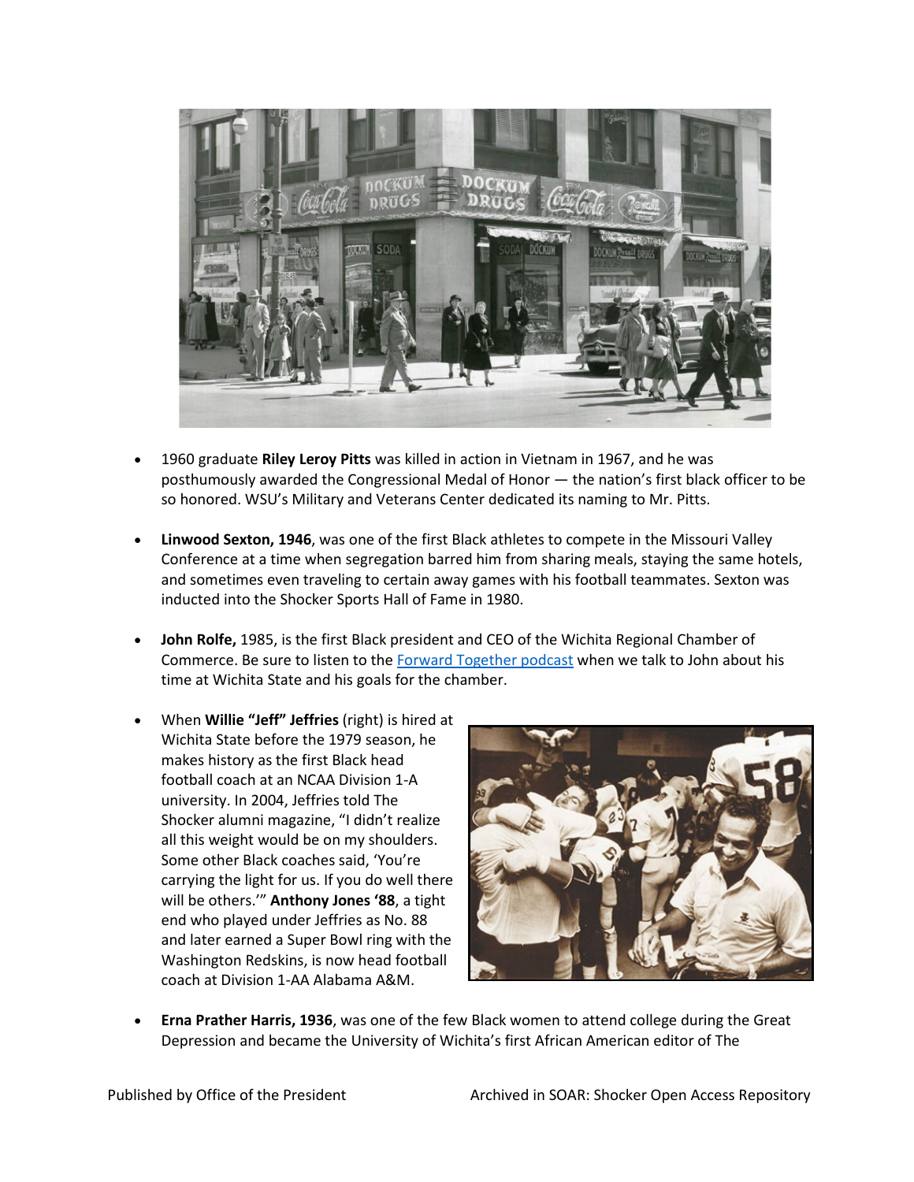- 1960 graduate **Riley Leroy Pitts** was killed in action in Vietnam in 1967, and he was posthumously awarded the Congressional Medal of Honor — the nation's first black officer to be so honored. WSU's Military and Veterans Center dedicated its naming to Mr. Pitts.

- **Linwood Sexton, 1946**, was one of the first Black athletes to compete in the Missouri Valley Conference at a time when segregation barred him from sharing meals, staying the same hotels, and sometimes even traveling to certain away games with his football teammates. Sexton was inducted into the Shocker Sports Hall of Fame in 1980.

- **John Rolfe,** 1985, is the first Black president and CEO of the Wichita Regional Chamber of Commerce. Be sure to listen to the [Forward Together podcast] when we talk to John about his time at Wichita State and his goals for the chamber.

- When **Willie "Jeff" Jeffries** (right) is hired at Wichita State before the 1979 season, he makes history as the first Black head football coach at an NCAA Division 1-A university. In 2004, Jeffries told The Shocker alumni magazine, "I didn't realize all this weight would be on my shoulders. Some other Black coaches said, 'You're carrying the light for us. If you do well there will be others.'" **Anthony Jones '88**, a tight end who played under Jeffries as No. 88 and later earned a Super Bowl ring with the Washington Redskins, is now head football coach at Division 1-AA Alabama A&M.

- **Erna Prather Harris, 1936**, was one of the few Black women to attend college during the Great Depression and became the University of Wichita's first African American editor of The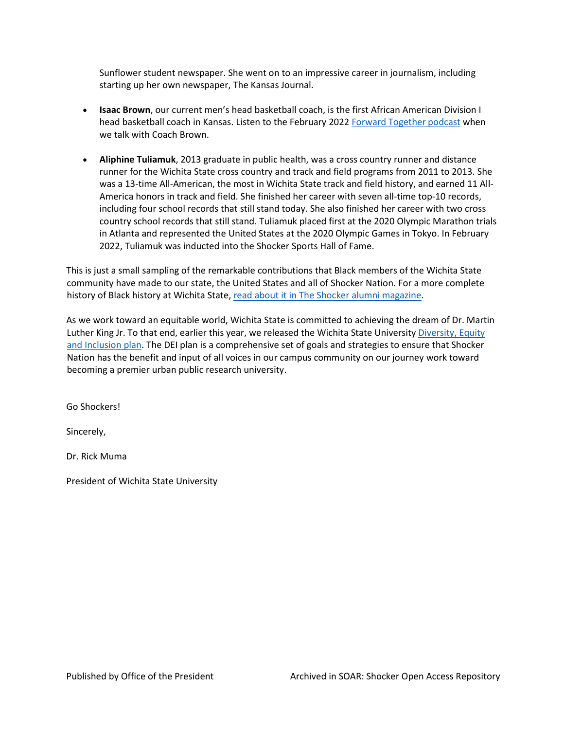Sunflower student newspaper. She went on to an impressive career in journalism, including starting up her own newspaper, The Kansas Journal.

- **Isaac Brown**, our current men's head basketball coach, is the first African American Division I head basketball coach in Kansas. Listen to the February 2022 Forward Together podcast when we talk with Coach Brown.

- **Aliphine Tuliamuk**, 2013 graduate in public health, was a cross country runner and distance runner for the Wichita State cross country and track and field programs from 2011 to 2013. She was a 13-time All-American, the most in Wichita State track and field history, and earned 11 All-America honors in track and field. She finished her career with seven all-time top-10 records, including four school records that still stand today. She also finished her career with two cross country school records that still stand. Tuliamuk placed first at the 2020 Olympic Marathon trials in Atlanta and represented the United States at the 2020 Olympic Games in Tokyo. In February 2022, Tuliamuk was inducted into the Shocker Sports Hall of Fame.

This is just a small sampling of the remarkable contributions that Black members of the Wichita State community have made to our state, the United States and all of Shocker Nation. For a more complete history of Black history at Wichita State, read about it in The Shocker alumni magazine.

As we work toward an equitable world, Wichita State is committed to achieving the dream of Dr. Martin Luther King Jr. To that end, earlier this year, we released the Wichita State University Diversity, Equity and Inclusion plan. The DEI plan is a comprehensive set of goals and strategies to ensure that Shocker Nation has the benefit and input of all voices in our campus community on our journey work toward becoming a premier urban public research university.

Go Shockers!

Sincerely,

Dr. Rick Muma

President of Wichita State University

Published by Office of the President

Archived in SOAR: Shocker Open Access Repository